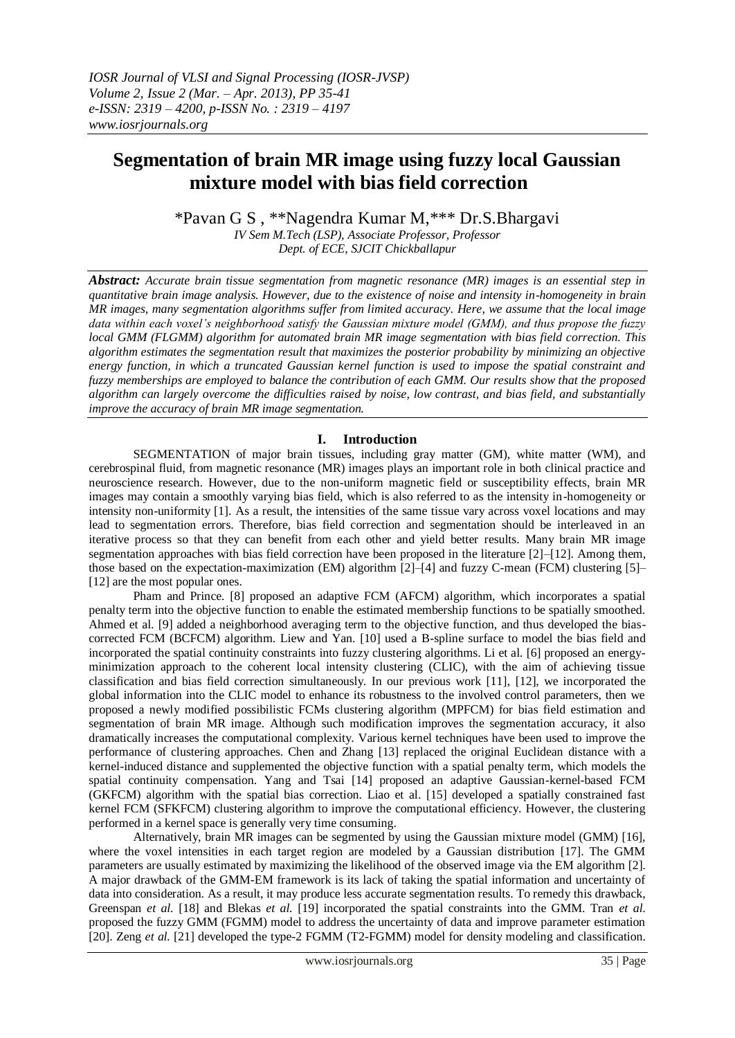# Segmentation of brain MR image using fuzzy local Gaussian mixture model with bias field correction

*Pavan G S , **Nagendra Kumar M,*** Dr.S.Bhargavi

*IV Sem M.Tech (LSP), Associate Professor, Professor*
*Dept. of ECE, SJCIT Chickballapur*

***Abstract:*** *Accurate brain tissue segmentation from magnetic resonance (MR) images is an essential step in quantitative brain image analysis. However, due to the existence of noise and intensity in-homogeneity in brain MR images, many segmentation algorithms suffer from limited accuracy. Here, we assume that the local image data within each voxel's neighborhood satisfy the Gaussian mixture model (GMM), and thus propose the fuzzy local GMM (FLGMM) algorithm for automated brain MR image segmentation with bias field correction. This algorithm estimates the segmentation result that maximizes the posterior probability by minimizing an objective energy function, in which a truncated Gaussian kernel function is used to impose the spatial constraint and fuzzy memberships are employed to balance the contribution of each GMM. Our results show that the proposed algorithm can largely overcome the difficulties raised by noise, low contrast, and bias field, and substantially improve the accuracy of brain MR image segmentation.*

## I. Introduction

SEGMENTATION of major brain tissues, including gray matter (GM), white matter (WM), and cerebrospinal fluid, from magnetic resonance (MR) images plays an important role in both clinical practice and neuroscience research. However, due to the non-uniform magnetic field or susceptibility effects, brain MR images may contain a smoothly varying bias field, which is also referred to as the intensity in-homogeneity or intensity non-uniformity [1]. As a result, the intensities of the same tissue vary across voxel locations and may lead to segmentation errors. Therefore, bias field correction and segmentation should be interleaved in an iterative process so that they can benefit from each other and yield better results. Many brain MR image segmentation approaches with bias field correction have been proposed in the literature [2]–[12]. Among them, those based on the expectation-maximization (EM) algorithm [2]–[4] and fuzzy C-mean (FCM) clustering [5]–[12] are the most popular ones.

Pham and Prince. [8] proposed an adaptive FCM (AFCM) algorithm, which incorporates a spatial penalty term into the objective function to enable the estimated membership functions to be spatially smoothed. Ahmed et al. [9] added a neighborhood averaging term to the objective function, and thus developed the bias-corrected FCM (BCFCM) algorithm. Liew and Yan. [10] used a B-spline surface to model the bias field and incorporated the spatial continuity constraints into fuzzy clustering algorithms. Li et al. [6] proposed an energy-minimization approach to the coherent local intensity clustering (CLIC), with the aim of achieving tissue classification and bias field correction simultaneously. In our previous work [11], [12], we incorporated the global information into the CLIC model to enhance its robustness to the involved control parameters, then we proposed a newly modified possibilistic FCMs clustering algorithm (MPFCM) for bias field estimation and segmentation of brain MR image. Although such modification improves the segmentation accuracy, it also dramatically increases the computational complexity. Various kernel techniques have been used to improve the performance of clustering approaches. Chen and Zhang [13] replaced the original Euclidean distance with a kernel-induced distance and supplemented the objective function with a spatial penalty term, which models the spatial continuity compensation. Yang and Tsai [14] proposed an adaptive Gaussian-kernel-based FCM (GKFCM) algorithm with the spatial bias correction. Liao et al. [15] developed a spatially constrained fast kernel FCM (SFKFCM) clustering algorithm to improve the computational efficiency. However, the clustering performed in a kernel space is generally very time consuming.

Alternatively, brain MR images can be segmented by using the Gaussian mixture model (GMM) [16], where the voxel intensities in each target region are modeled by a Gaussian distribution [17]. The GMM parameters are usually estimated by maximizing the likelihood of the observed image via the EM algorithm [2]. A major drawback of the GMM-EM framework is its lack of taking the spatial information and uncertainty of data into consideration. As a result, it may produce less accurate segmentation results. To remedy this drawback, Greenspan *et al.* [18] and Blekas *et al.* [19] incorporated the spatial constraints into the GMM. Tran *et al.* proposed the fuzzy GMM (FGMM) model to address the uncertainty of data and improve parameter estimation [20]. Zeng *et al.* [21] developed the type-2 FGMM (T2-FGMM) model for density modeling and classification.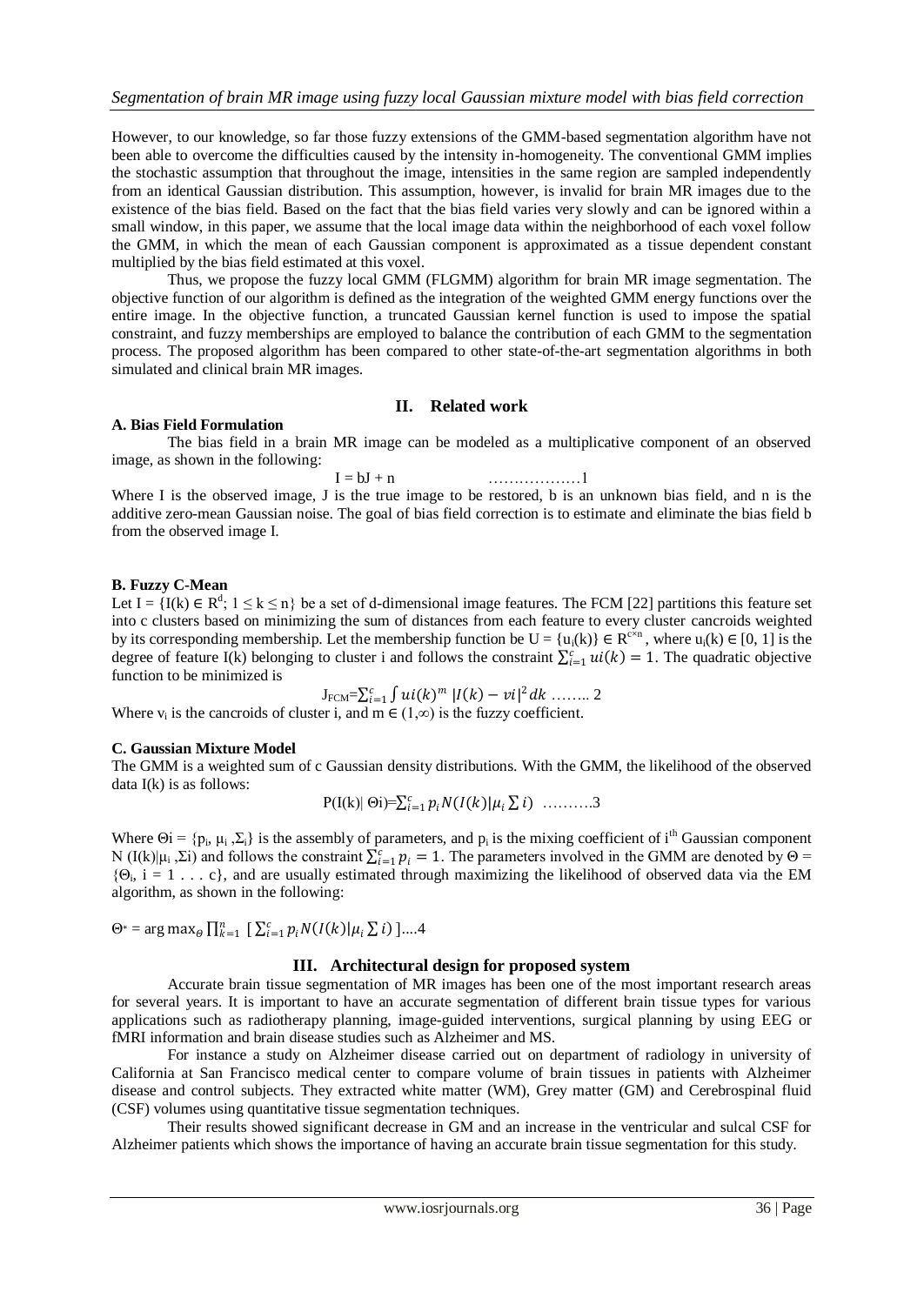However, to our knowledge, so far those fuzzy extensions of the GMM-based segmentation algorithm have not been able to overcome the difficulties caused by the intensity in-homogeneity. The conventional GMM implies the stochastic assumption that throughout the image, intensities in the same region are sampled independently from an identical Gaussian distribution. This assumption, however, is invalid for brain MR images due to the existence of the bias field. Based on the fact that the bias field varies very slowly and can be ignored within a small window, in this paper, we assume that the local image data within the neighborhood of each voxel follow the GMM, in which the mean of each Gaussian component is approximated as a tissue dependent constant multiplied by the bias field estimated at this voxel.

Thus, we propose the fuzzy local GMM (FLGMM) algorithm for brain MR image segmentation. The objective function of our algorithm is defined as the integration of the weighted GMM energy functions over the entire image. In the objective function, a truncated Gaussian kernel function is used to impose the spatial constraint, and fuzzy memberships are employed to balance the contribution of each GMM to the segmentation process. The proposed algorithm has been compared to other state-of-the-art segmentation algorithms in both simulated and clinical brain MR images.

## II. Related work

### A. Bias Field Formulation

The bias field in a brain MR image can be modeled as a multiplicative component of an observed image, as shown in the following:

$$I = bJ + n \quad \text{………………1}$$

Where I is the observed image, J is the true image to be restored, b is an unknown bias field, and n is the additive zero-mean Gaussian noise. The goal of bias field correction is to estimate and eliminate the bias field b from the observed image I.

### B. Fuzzy C-Mean

Let $I = \{I(k) \in R^d; 1 \leq k \leq n\}$ be a set of d-dimensional image features. The FCM [22] partitions this feature set into c clusters based on minimizing the sum of distances from each feature to every cluster cancroids weighted by its corresponding membership. Let the membership function be $U = \{u_i(k)\} \in R^{c \times n}$, where $u_i(k) \in [0, 1]$ is the degree of feature I(k) belonging to cluster i and follows the constraint $\sum_{i=1}^{c} ui(k) = 1$. The quadratic objective function to be minimized is

$$J_{FCM}=\sum_{i=1}^{c} \int ui(k)^m \, |I(k) - vi|^2 \, dk \text{ …….. 2}$$

Where $v_i$ is the cancroids of cluster i, and $m \in (1,\infty)$ is the fuzzy coefficient.

### C. Gaussian Mixture Model

The GMM is a weighted sum of c Gaussian density distributions. With the GMM, the likelihood of the observed data I(k) is as follows:

$$P(I(k)|\, \Theta i)=\sum_{i=1}^{c} p_i N(I(k)|\mu_i \textstyle\sum i) \text{ ……….3}$$

Where $\Theta i = \{p_i, \mu_i, \Sigma_i\}$ is the assembly of parameters, and $p_i$ is the mixing coefficient of $i^{th}$ Gaussian component $N(I(k)|\mu_i, \Sigma i)$ and follows the constraint $\sum_{i=1}^{c} p_i = 1$. The parameters involved in the GMM are denoted by $\Theta = \{\Theta_i, i = 1 \ldots c\}$, and are usually estimated through maximizing the likelihood of observed data via the EM algorithm, as shown in the following:

$$\Theta^* = \arg\max_{\Theta} \prod_{k=1}^{n} \left[ \sum_{i=1}^{c} p_i N(I(k)|\mu_i \textstyle\sum i) \right] \text{....4}$$

## III. Architectural design for proposed system

Accurate brain tissue segmentation of MR images has been one of the most important research areas for several years. It is important to have an accurate segmentation of different brain tissue types for various applications such as radiotherapy planning, image-guided interventions, surgical planning by using EEG or fMRI information and brain disease studies such as Alzheimer and MS.

For instance a study on Alzheimer disease carried out on department of radiology in university of California at San Francisco medical center to compare volume of brain tissues in patients with Alzheimer disease and control subjects. They extracted white matter (WM), Grey matter (GM) and Cerebrospinal fluid (CSF) volumes using quantitative tissue segmentation techniques.

Their results showed significant decrease in GM and an increase in the ventricular and sulcal CSF for Alzheimer patients which shows the importance of having an accurate brain tissue segmentation for this study.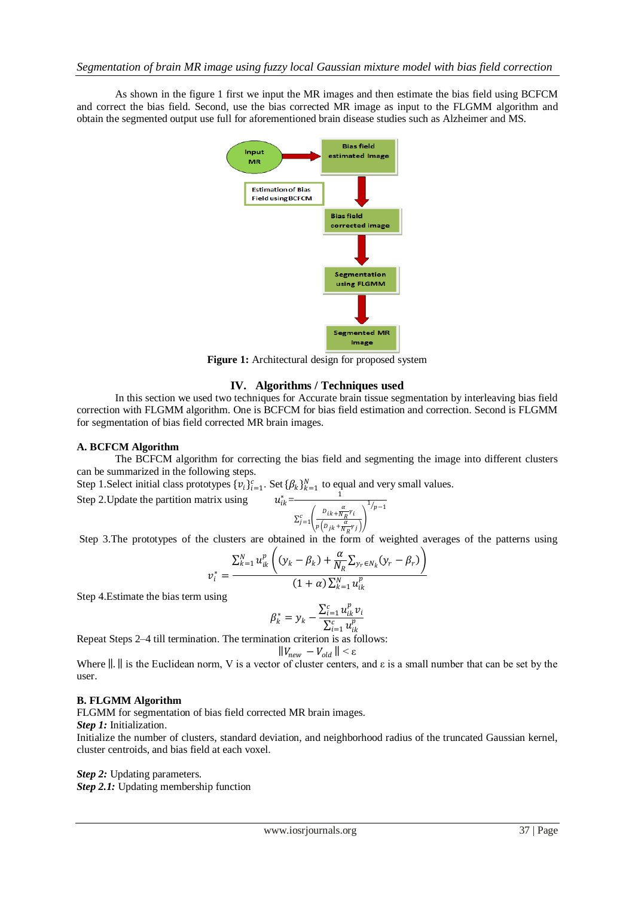As shown in the figure 1 first we input the MR images and then estimate the bias field using BCFCM and correct the bias field. Second, use the bias corrected MR image as input to the FLGMM algorithm and obtain the segmented output use full for aforementioned brain disease studies such as Alzheimer and MS.

**Figure 1:** Architectural design for proposed system

## IV. Algorithms / Techniques used

In this section we used two techniques for Accurate brain tissue segmentation by interleaving bias field correction with FLGMM algorithm. One is BCFCM for bias field estimation and correction. Second is FLGMM for segmentation of bias field corrected MR brain images.

### A. BCFCM Algorithm

The BCFCM algorithm for correcting the bias field and segmenting the image into different clusters can be summarized in the following steps.

Step 1.Select initial class prototypes $\{v_i\}_{i=1}^{c}$. Set $\{\beta_k\}_{k=1}^{N}$ to equal and very small values.

Step 2.Update the partition matrix using

$$u_{ik}^{*} = \frac{1}{\sum_{j=1}^{c}\left(\frac{D_{ik}+\frac{\alpha}{N_R}\gamma_i}{p\left(D_{jk}+\frac{\alpha}{N_R}\gamma_j\right)}\right)^{1/p-1}}$$

Step 3.The prototypes of the clusters are obtained in the form of weighted averages of the patterns using

$$v_i^{*} = \frac{\sum_{k=1}^{N} u_{ik}^{p}\left((y_k - \beta_k) + \frac{\alpha}{N_R}\sum_{y_r \in N_k}(y_r - \beta_r)\right)}{(1+\alpha)\sum_{k=1}^{N} u_{ik}^{p}}$$

Step 4.Estimate the bias term using

$$\beta_k^{*} = y_k - \frac{\sum_{i=1}^{c} u_{ik}^{p} v_i}{\sum_{i=1}^{c} u_{ik}^{p}}$$

Repeat Steps 2–4 till termination. The termination criterion is as follows:

$$\|V_{new} - V_{old}\| < \varepsilon$$

Where $\|.\|$ is the Euclidean norm, V is a vector of cluster centers, and ε is a small number that can be set by the user.

### B. FLGMM Algorithm

FLGMM for segmentation of bias field corrected MR brain images.

***Step 1:*** Initialization.

Initialize the number of clusters, standard deviation, and neighborhood radius of the truncated Gaussian kernel, cluster centroids, and bias field at each voxel.

***Step 2:*** Updating parameters.

***Step 2.1:*** Updating membership function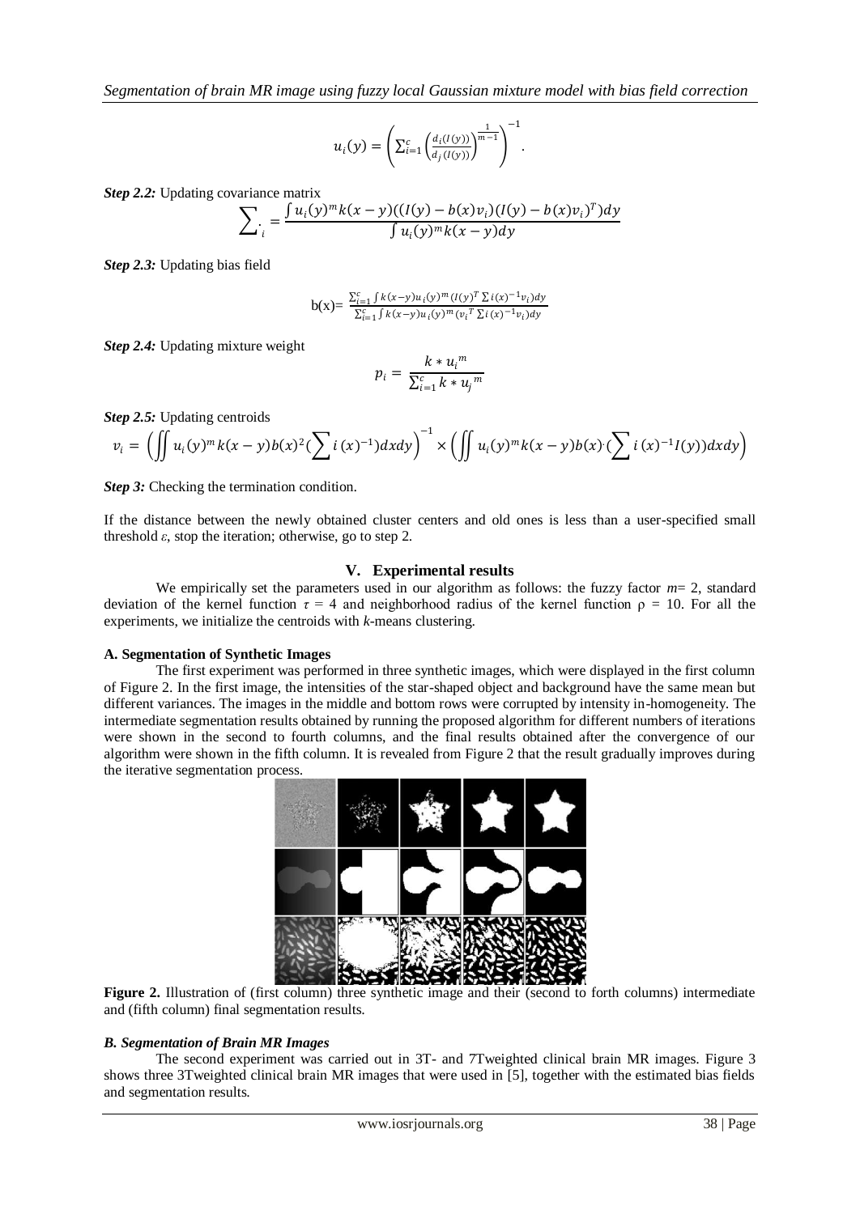$$u_i(y) = \left( \sum_{i=1}^{c} \left( \frac{d_i(I(y))}{d_j(I(y))} \right)^{\frac{1}{m-1}} \right)^{-1}.$$

***Step 2.2:*** Updating covariance matrix

$$\sum_{i} = \frac{\int u_i(y)^m k(x-y)((I(y)-b(x)v_i)(I(y)-b(x)v_i)^T)dy}{\int u_i(y)^m k(x-y)dy}$$

***Step 2.3:*** Updating bias field

$$\text{b(x)}= \frac{\sum_{i=1}^{c} \int k(x-y) u_i(y)^m (I(y)^T \sum i(x)^{-1} v_i) dy}{\sum_{i=1}^{c} \int k(x-y) u_i(y)^m (v_i{}^T \sum i(x)^{-1} v_i) dy}$$

***Step 2.4:*** Updating mixture weight

$$p_i = \frac{k * u_i{}^m}{\sum_{i=1}^{c} k * u_j{}^m}$$

***Step 2.5:*** Updating centroids

$$v_i = \left( \iint u_i(y)^m k(x-y) b(x)^2 (\sum i(x)^{-1}) dx dy \right)^{-1} \times \left( \iint u_i(y)^m k(x-y) b(x) (\sum i(x)^{-1} I(y)) dx dy \right)$$

***Step 3:*** Checking the termination condition.

If the distance between the newly obtained cluster centers and old ones is less than a user-specified small threshold $\varepsilon$, stop the iteration; otherwise, go to step 2.

## V. Experimental results

We empirically set the parameters used in our algorithm as follows: the fuzzy factor $m$= 2, standard deviation of the kernel function $\tau$ = 4 and neighborhood radius of the kernel function $\rho$ = 10. For all the experiments, we initialize the centroids with *k*-means clustering.

**A. Segmentation of Synthetic Images**

The first experiment was performed in three synthetic images, which were displayed in the first column of Figure 2. In the first image, the intensities of the star-shaped object and background have the same mean but different variances. The images in the middle and bottom rows were corrupted by intensity in-homogeneity. The intermediate segmentation results obtained by running the proposed algorithm for different numbers of iterations were shown in the second to fourth columns, and the final results obtained after the convergence of our algorithm were shown in the fifth column. It is revealed from Figure 2 that the result gradually improves during the iterative segmentation process.

**Figure 2.** Illustration of (first column) three synthetic image and their (second to forth columns) intermediate and (fifth column) final segmentation results.

***B. Segmentation of Brain MR Images***

The second experiment was carried out in 3T- and 7Tweighted clinical brain MR images. Figure 3 shows three 3Tweighted clinical brain MR images that were used in [5], together with the estimated bias fields and segmentation results.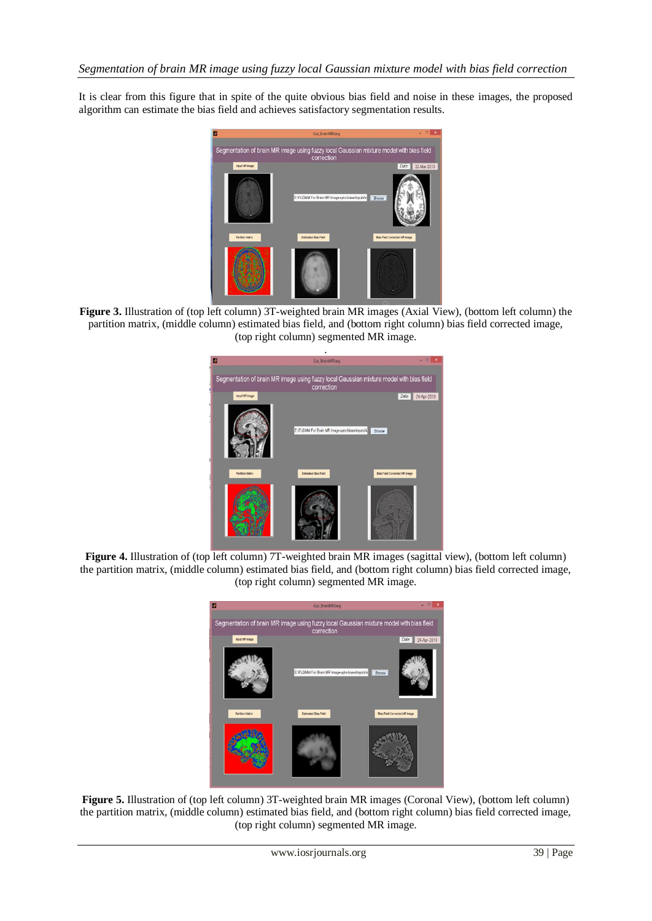It is clear from this figure that in spite of the quite obvious bias field and noise in these images, the proposed algorithm can estimate the bias field and achieves satisfactory segmentation results.

**Figure 3.** Illustration of (top left column) 3T-weighted brain MR images (Axial View), (bottom left column) the partition matrix, (middle column) estimated bias field, and (bottom right column) bias field corrected image, (top right column) segmented MR image.

**Figure 4.** Illustration of (top left column) 7T-weighted brain MR images (sagittal view), (bottom left column) the partition matrix, (middle column) estimated bias field, and (bottom right column) bias field corrected image, (top right column) segmented MR image.

**Figure 5.** Illustration of (top left column) 3T-weighted brain MR images (Coronal View), (bottom left column) the partition matrix, (middle column) estimated bias field, and (bottom right column) bias field corrected image, (top right column) segmented MR image.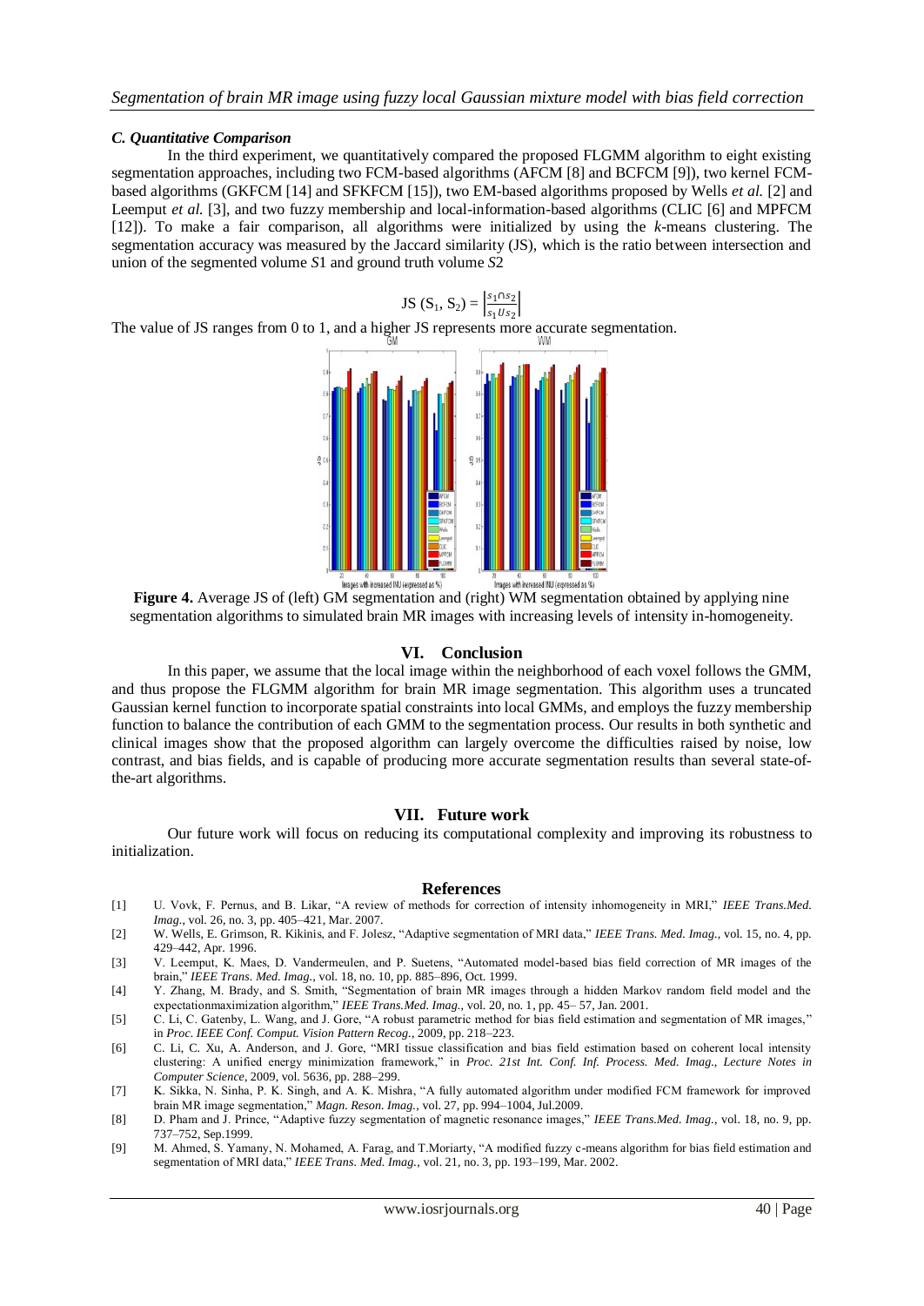### C. Quantitative Comparison

In the third experiment, we quantitatively compared the proposed FLGMM algorithm to eight existing segmentation approaches, including two FCM-based algorithms (AFCM [8] and BCFCM [9]), two kernel FCM-based algorithms (GKFCM [14] and SFKFCM [15]), two EM-based algorithms proposed by Wells *et al.* [2] and Leemput *et al.* [3], and two fuzzy membership and local-information-based algorithms (CLIC [6] and MPFCM [12]). To make a fair comparison, all algorithms were initialized by using the *k*-means clustering. The segmentation accuracy was measured by the Jaccard similarity (JS), which is the ratio between intersection and union of the segmented volume *S*1 and ground truth volume *S*2

$$\text{JS}(S_1, S_2) = \left|\frac{s_1 \cap s_2}{s_1 \cup s_2}\right|$$

The value of JS ranges from 0 to 1, and a higher JS represents more accurate segmentation.

**Figure 4.** Average JS of (left) GM segmentation and (right) WM segmentation obtained by applying nine segmentation algorithms to simulated brain MR images with increasing levels of intensity in-homogeneity.

## VI. Conclusion

In this paper, we assume that the local image within the neighborhood of each voxel follows the GMM, and thus propose the FLGMM algorithm for brain MR image segmentation. This algorithm uses a truncated Gaussian kernel function to incorporate spatial constraints into local GMMs, and employs the fuzzy membership function to balance the contribution of each GMM to the segmentation process. Our results in both synthetic and clinical images show that the proposed algorithm can largely overcome the difficulties raised by noise, low contrast, and bias fields, and is capable of producing more accurate segmentation results than several state-of-the-art algorithms.

## VII. Future work

Our future work will focus on reducing its computational complexity and improving its robustness to initialization.

## References

[1] U. Vovk, F. Pernus, and B. Likar, "A review of methods for correction of intensity inhomogeneity in MRI," *IEEE Trans.Med. Imag.*, vol. 26, no. 3, pp. 405–421, Mar. 2007.

[2] W. Wells, E. Grimson, R. Kikinis, and F. Jolesz, "Adaptive segmentation of MRI data," *IEEE Trans. Med. Imag.*, vol. 15, no. 4, pp. 429–442, Apr. 1996.

[3] V. Leemput, K. Maes, D. Vandermeulen, and P. Suetens, "Automated model-based bias field correction of MR images of the brain," *IEEE Trans. Med. Imag.*, vol. 18, no. 10, pp. 885–896, Oct. 1999.

[4] Y. Zhang, M. Brady, and S. Smith, "Segmentation of brain MR images through a hidden Markov random field model and the expectationmaximization algorithm," *IEEE Trans.Med. Imag.*, vol. 20, no. 1, pp. 45– 57, Jan. 2001.

[5] C. Li, C. Gatenby, L. Wang, and J. Gore, "A robust parametric method for bias field estimation and segmentation of MR images," in *Proc. IEEE Conf. Comput. Vision Pattern Recog.*, 2009, pp. 218–223.

[6] C. Li, C. Xu, A. Anderson, and J. Gore, "MRI tissue classification and bias field estimation based on coherent local intensity clustering: A unified energy minimization framework," in *Proc. 21st Int. Conf. Inf. Process. Med. Imag., Lecture Notes in Computer Science*, 2009, vol. 5636, pp. 288–299.

[7] K. Sikka, N. Sinha, P. K. Singh, and A. K. Mishra, "A fully automated algorithm under modified FCM framework for improved brain MR image segmentation," *Magn. Reson. Imag.*, vol. 27, pp. 994–1004, Jul.2009.

[8] D. Pham and J. Prince, "Adaptive fuzzy segmentation of magnetic resonance images," *IEEE Trans.Med. Imag.*, vol. 18, no. 9, pp. 737–752, Sep.1999.

[9] M. Ahmed, S. Yamany, N. Mohamed, A. Farag, and T.Moriarty, "A modified fuzzy c-means algorithm for bias field estimation and segmentation of MRI data," *IEEE Trans. Med. Imag.*, vol. 21, no. 3, pp. 193–199, Mar. 2002.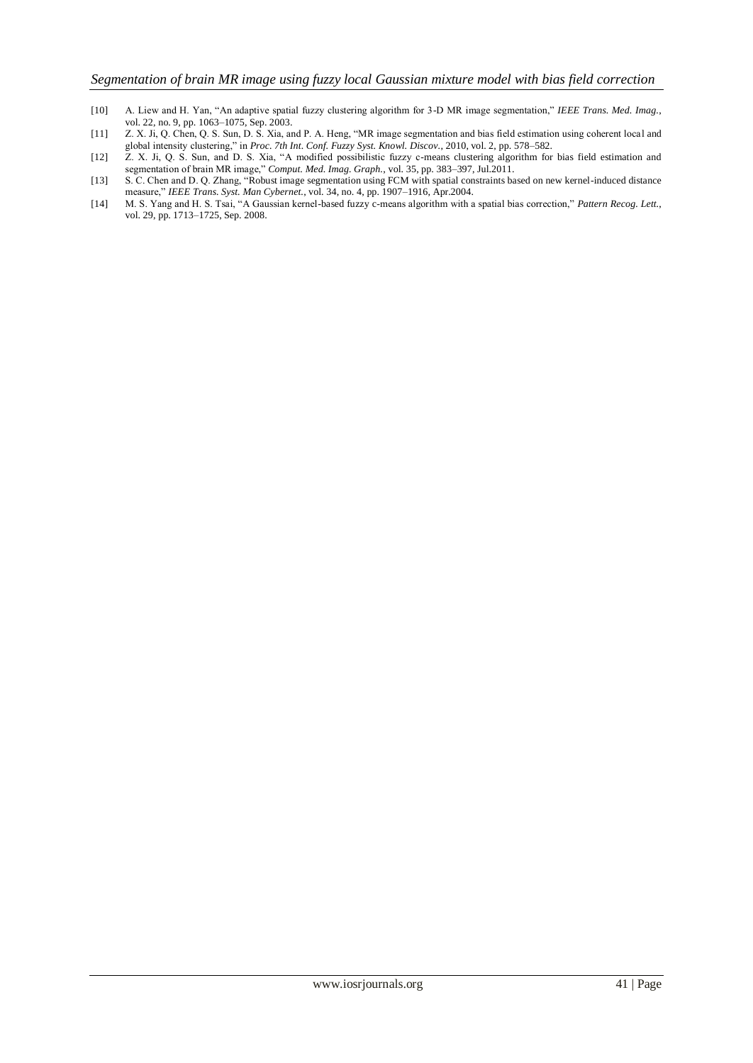[10] A. Liew and H. Yan, "An adaptive spatial fuzzy clustering algorithm for 3-D MR image segmentation," *IEEE Trans. Med. Imag.*, vol. 22, no. 9, pp. 1063–1075, Sep. 2003.

[11] Z. X. Ji, Q. Chen, Q. S. Sun, D. S. Xia, and P. A. Heng, "MR image segmentation and bias field estimation using coherent local and global intensity clustering," in *Proc. 7th Int. Conf. Fuzzy Syst. Knowl. Discov.*, 2010, vol. 2, pp. 578–582.

[12] Z. X. Ji, Q. S. Sun, and D. S. Xia, "A modified possibilistic fuzzy c-means clustering algorithm for bias field estimation and segmentation of brain MR image," *Comput. Med. Imag. Graph.*, vol. 35, pp. 383–397, Jul.2011.

[13] S. C. Chen and D. Q. Zhang, "Robust image segmentation using FCM with spatial constraints based on new kernel-induced distance measure," *IEEE Trans. Syst. Man Cybernet.*, vol. 34, no. 4, pp. 1907–1916, Apr.2004.

[14] M. S. Yang and H. S. Tsai, "A Gaussian kernel-based fuzzy c-means algorithm with a spatial bias correction," *Pattern Recog. Lett.*, vol. 29, pp. 1713–1725, Sep. 2008.